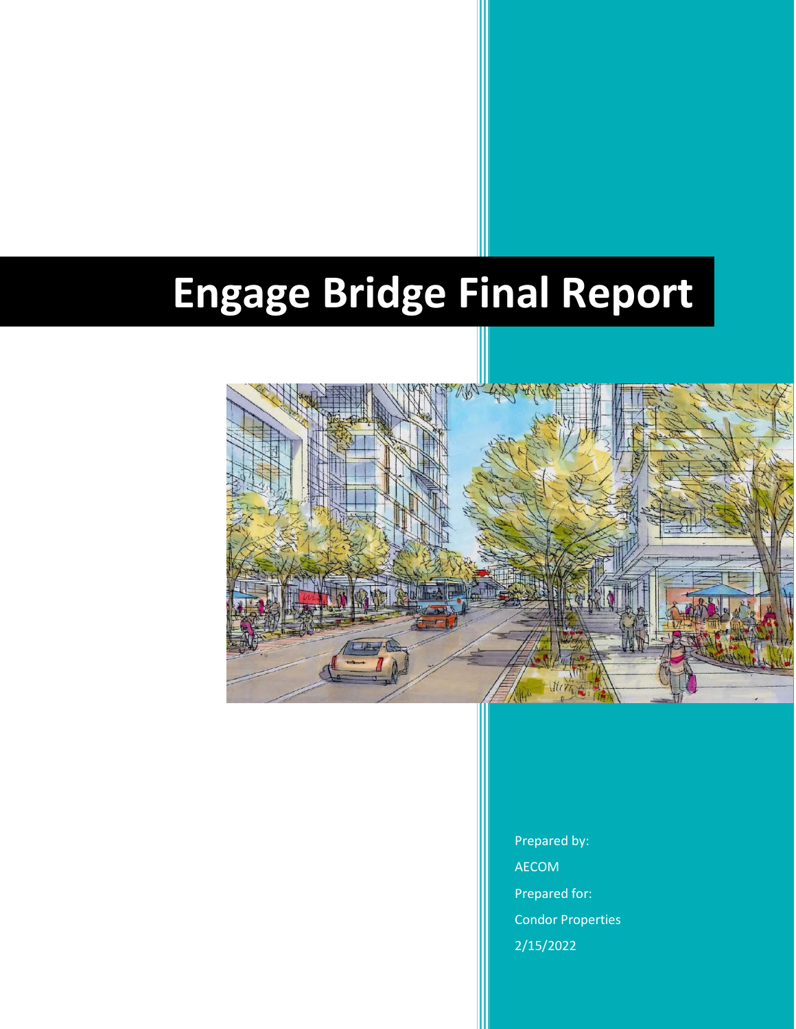# Engage Bridge Final Report

Prepared by:

AECOM

Prepared for:

Condor Properties

2/15/2022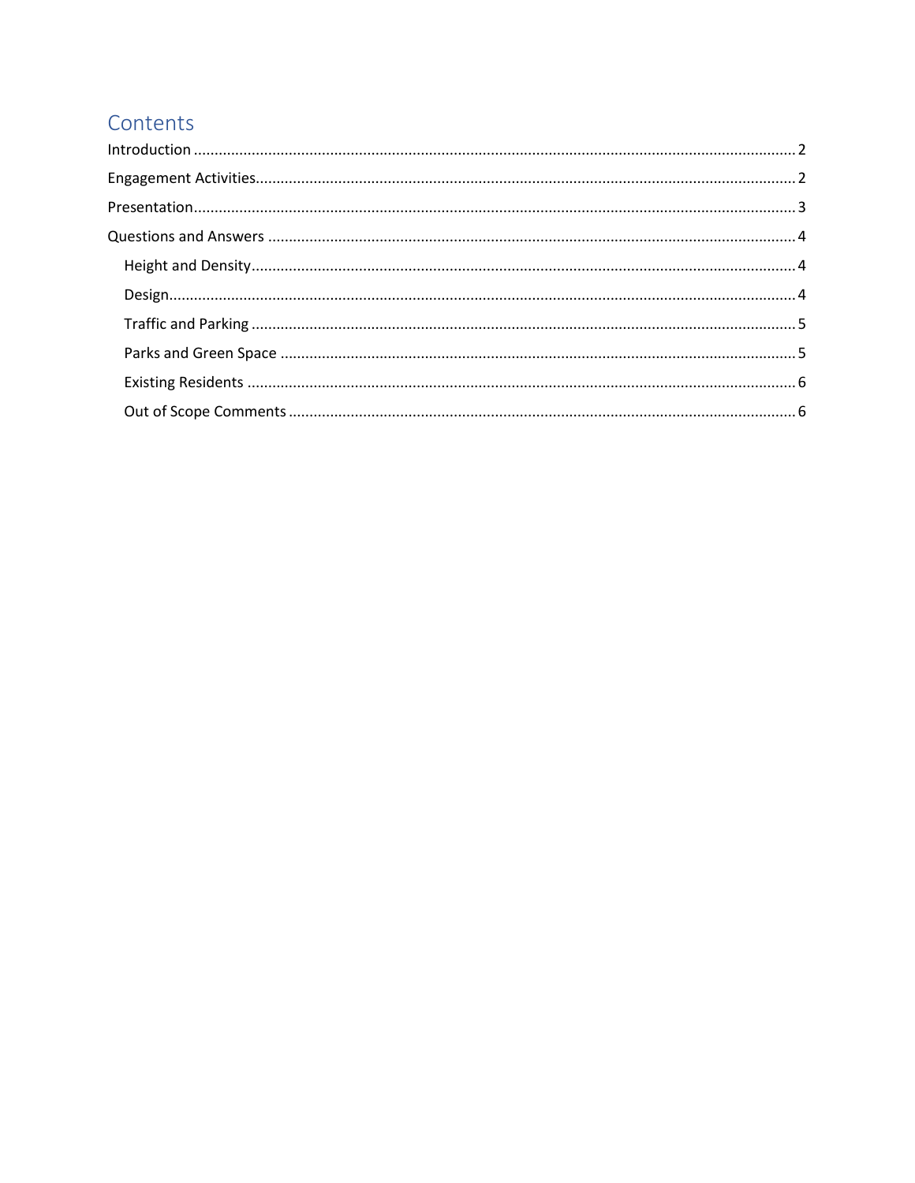# Contents

Introduction ................................................................................................................................ 2

Engagement Activities.................................................................................................................. 2

Presentation................................................................................................................................. 3

Questions and Answers ............................................................................................................... 4

- Height and Density................................................................................................................... 4
- Design....................................................................................................................................... 4
- Traffic and Parking ................................................................................................................... 5
- Parks and Green Space ............................................................................................................ 5
- Existing Residents .................................................................................................................... 6
- Out of Scope Comments .......................................................................................................... 6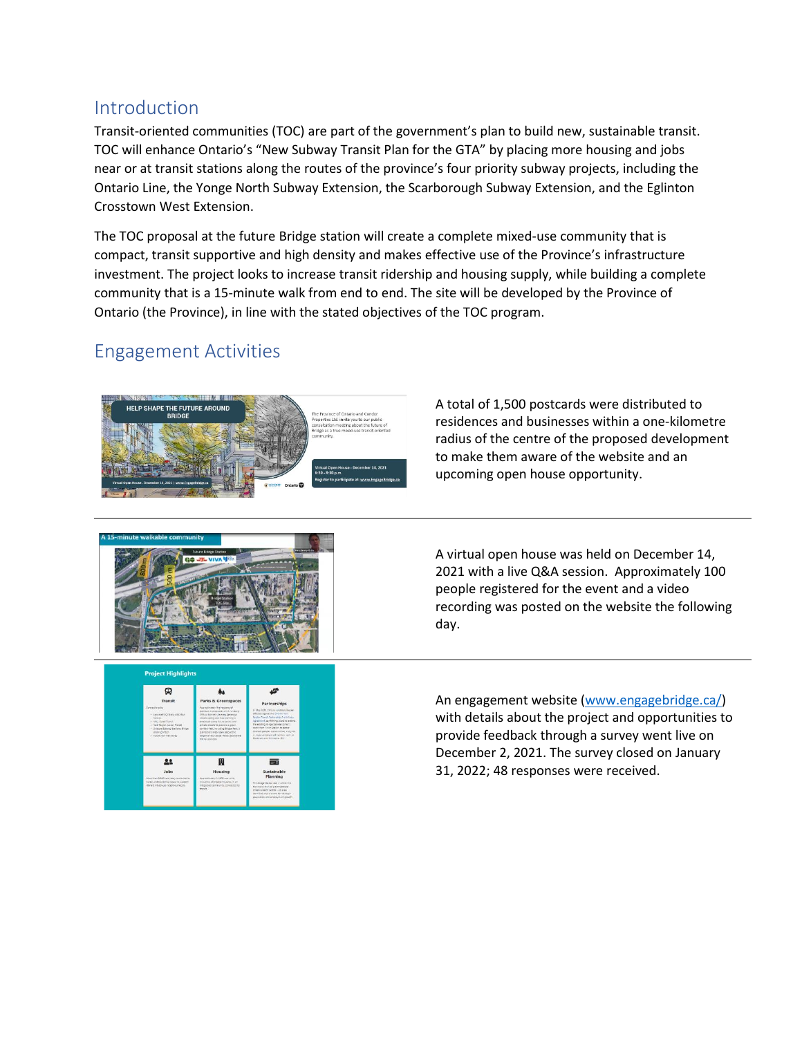## Introduction

Transit-oriented communities (TOC) are part of the government's plan to build new, sustainable transit. TOC will enhance Ontario's "New Subway Transit Plan for the GTA" by placing more housing and jobs near or at transit stations along the routes of the province's four priority subway projects, including the Ontario Line, the Yonge North Subway Extension, the Scarborough Subway Extension, and the Eglinton Crosstown West Extension.

The TOC proposal at the future Bridge station will create a complete mixed-use community that is compact, transit supportive and high density and makes effective use of the Province's infrastructure investment. The project looks to increase transit ridership and housing supply, while building a complete community that is a 15-minute walk from end to end. The site will be developed by the Province of Ontario (the Province), in line with the stated objectives of the TOC program.

## Engagement Activities

A total of 1,500 postcards were distributed to residences and businesses within a one-kilometre radius of the centre of the proposed development to make them aware of the website and an upcoming open house opportunity.

---

A virtual open house was held on December 14, 2021 with a live Q&A session. Approximately 100 people registered for the event and a video recording was posted on the website the following day.

---

An engagement website ([www.engagebridge.ca/](http://www.engagebridge.ca/)) with details about the project and opportunities to provide feedback through a survey went live on December 2, 2021. The survey closed on January 31, 2022; 48 responses were received.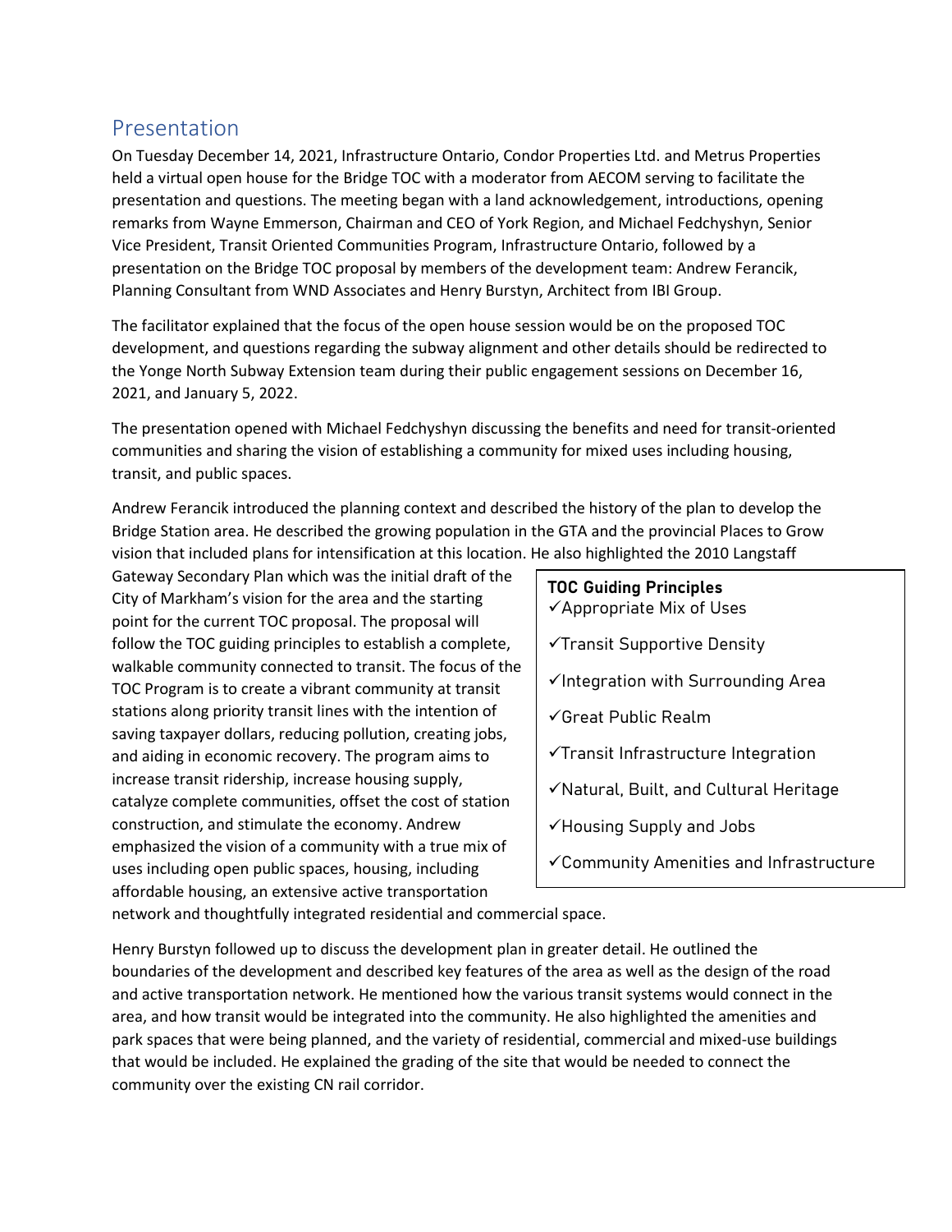## Presentation

On Tuesday December 14, 2021, Infrastructure Ontario, Condor Properties Ltd. and Metrus Properties held a virtual open house for the Bridge TOC with a moderator from AECOM serving to facilitate the presentation and questions. The meeting began with a land acknowledgement, introductions, opening remarks from Wayne Emmerson, Chairman and CEO of York Region, and Michael Fedchyshyn, Senior Vice President, Transit Oriented Communities Program, Infrastructure Ontario, followed by a presentation on the Bridge TOC proposal by members of the development team: Andrew Ferancik, Planning Consultant from WND Associates and Henry Burstyn, Architect from IBI Group.

The facilitator explained that the focus of the open house session would be on the proposed TOC development, and questions regarding the subway alignment and other details should be redirected to the Yonge North Subway Extension team during their public engagement sessions on December 16, 2021, and January 5, 2022.

The presentation opened with Michael Fedchyshyn discussing the benefits and need for transit-oriented communities and sharing the vision of establishing a community for mixed uses including housing, transit, and public spaces.

Andrew Ferancik introduced the planning context and described the history of the plan to develop the Bridge Station area. He described the growing population in the GTA and the provincial Places to Grow vision that included plans for intensification at this location. He also highlighted the 2010 Langstaff Gateway Secondary Plan which was the initial draft of the City of Markham's vision for the area and the starting point for the current TOC proposal. The proposal will follow the TOC guiding principles to establish a complete, walkable community connected to transit. The focus of the TOC Program is to create a vibrant community at transit stations along priority transit lines with the intention of saving taxpayer dollars, reducing pollution, creating jobs, and aiding in economic recovery. The program aims to increase transit ridership, increase housing supply, catalyze complete communities, offset the cost of station construction, and stimulate the economy. Andrew emphasized the vision of a community with a true mix of uses including open public spaces, housing, including affordable housing, an extensive active transportation network and thoughtfully integrated residential and commercial space.

**TOC Guiding Principles**

- ✓Appropriate Mix of Uses
- ✓Transit Supportive Density
- ✓Integration with Surrounding Area
- ✓Great Public Realm
- ✓Transit Infrastructure Integration
- ✓Natural, Built, and Cultural Heritage
- ✓Housing Supply and Jobs
- ✓Community Amenities and Infrastructure

Henry Burstyn followed up to discuss the development plan in greater detail. He outlined the boundaries of the development and described key features of the area as well as the design of the road and active transportation network. He mentioned how the various transit systems would connect in the area, and how transit would be integrated into the community. He also highlighted the amenities and park spaces that were being planned, and the variety of residential, commercial and mixed-use buildings that would be included. He explained the grading of the site that would be needed to connect the community over the existing CN rail corridor.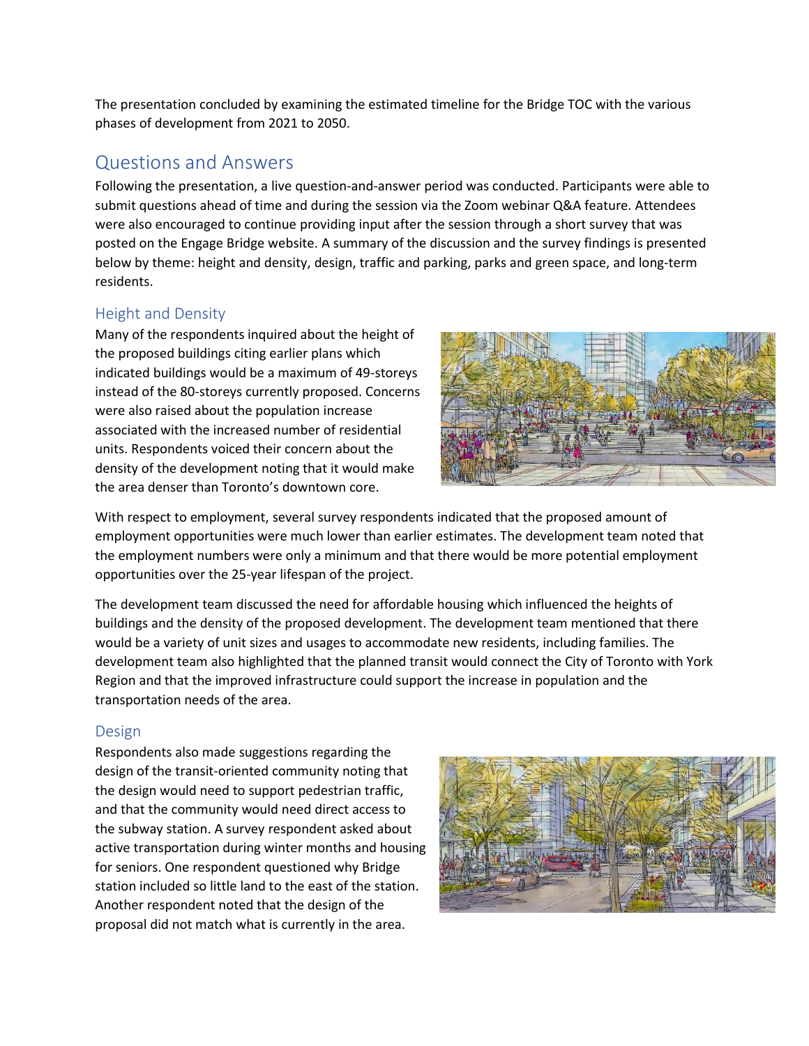The presentation concluded by examining the estimated timeline for the Bridge TOC with the various phases of development from 2021 to 2050.

## Questions and Answers

Following the presentation, a live question-and-answer period was conducted. Participants were able to submit questions ahead of time and during the session via the Zoom webinar Q&A feature. Attendees were also encouraged to continue providing input after the session through a short survey that was posted on the Engage Bridge website. A summary of the discussion and the survey findings is presented below by theme: height and density, design, traffic and parking, parks and green space, and long-term residents.

### Height and Density

Many of the respondents inquired about the height of the proposed buildings citing earlier plans which indicated buildings would be a maximum of 49-storeys instead of the 80-storeys currently proposed. Concerns were also raised about the population increase associated with the increased number of residential units. Respondents voiced their concern about the density of the development noting that it would make the area denser than Toronto's downtown core.

With respect to employment, several survey respondents indicated that the proposed amount of employment opportunities were much lower than earlier estimates. The development team noted that the employment numbers were only a minimum and that there would be more potential employment opportunities over the 25-year lifespan of the project.

The development team discussed the need for affordable housing which influenced the heights of buildings and the density of the proposed development. The development team mentioned that there would be a variety of unit sizes and usages to accommodate new residents, including families. The development team also highlighted that the planned transit would connect the City of Toronto with York Region and that the improved infrastructure could support the increase in population and the transportation needs of the area.

### Design

Respondents also made suggestions regarding the design of the transit-oriented community noting that the design would need to support pedestrian traffic, and that the community would need direct access to the subway station. A survey respondent asked about active transportation during winter months and housing for seniors. One respondent questioned why Bridge station included so little land to the east of the station. Another respondent noted that the design of the proposal did not match what is currently in the area.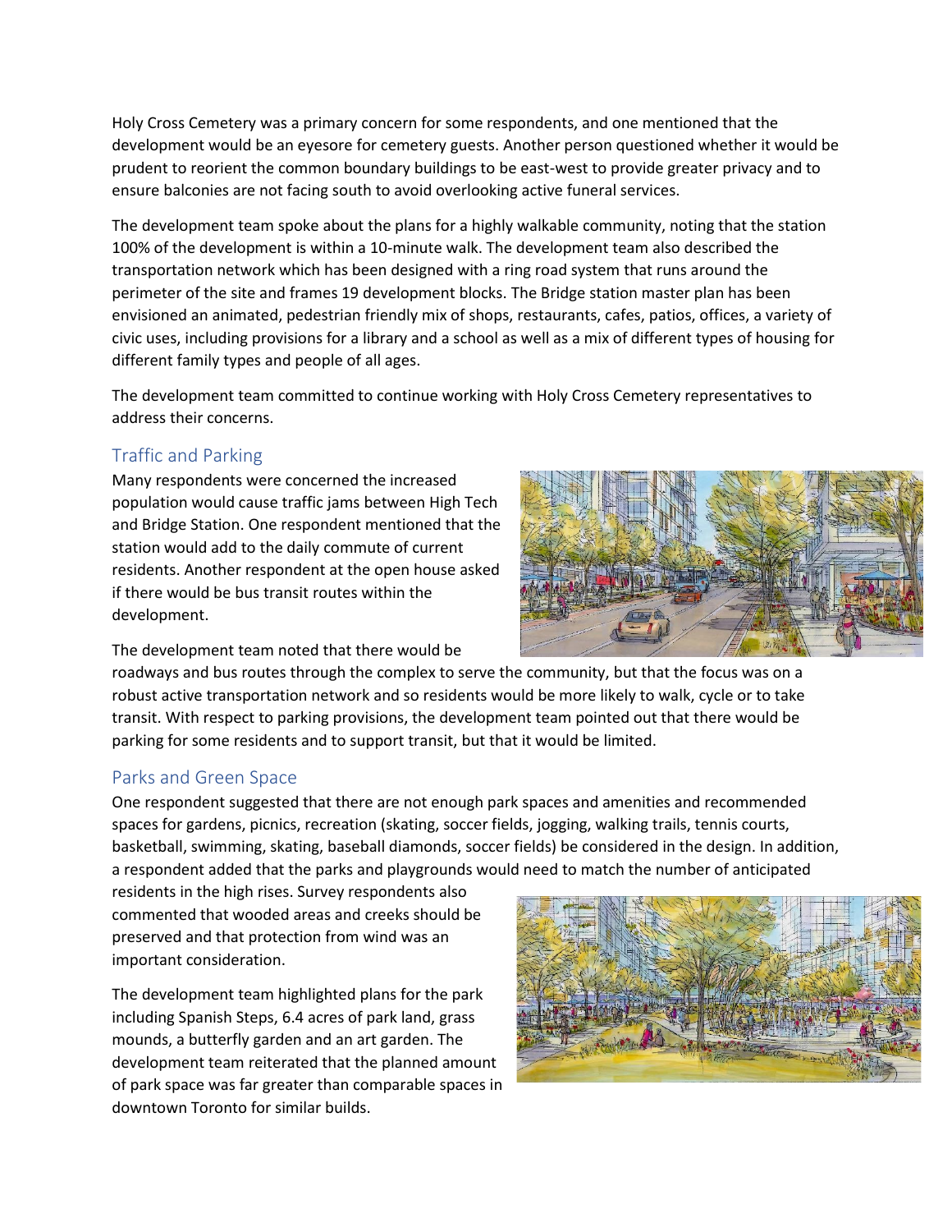Holy Cross Cemetery was a primary concern for some respondents, and one mentioned that the development would be an eyesore for cemetery guests. Another person questioned whether it would be prudent to reorient the common boundary buildings to be east-west to provide greater privacy and to ensure balconies are not facing south to avoid overlooking active funeral services.

The development team spoke about the plans for a highly walkable community, noting that the station 100% of the development is within a 10-minute walk. The development team also described the transportation network which has been designed with a ring road system that runs around the perimeter of the site and frames 19 development blocks. The Bridge station master plan has been envisioned an animated, pedestrian friendly mix of shops, restaurants, cafes, patios, offices, a variety of civic uses, including provisions for a library and a school as well as a mix of different types of housing for different family types and people of all ages.

The development team committed to continue working with Holy Cross Cemetery representatives to address their concerns.

## Traffic and Parking

Many respondents were concerned the increased population would cause traffic jams between High Tech and Bridge Station. One respondent mentioned that the station would add to the daily commute of current residents. Another respondent at the open house asked if there would be bus transit routes within the development.

The development team noted that there would be roadways and bus routes through the complex to serve the community, but that the focus was on a robust active transportation network and so residents would be more likely to walk, cycle or to take transit. With respect to parking provisions, the development team pointed out that there would be parking for some residents and to support transit, but that it would be limited.

## Parks and Green Space

One respondent suggested that there are not enough park spaces and amenities and recommended spaces for gardens, picnics, recreation (skating, soccer fields, jogging, walking trails, tennis courts, basketball, swimming, skating, baseball diamonds, soccer fields) be considered in the design. In addition, a respondent added that the parks and playgrounds would need to match the number of anticipated residents in the high rises. Survey respondents also commented that wooded areas and creeks should be preserved and that protection from wind was an important consideration.

The development team highlighted plans for the park including Spanish Steps, 6.4 acres of park land, grass mounds, a butterfly garden and an art garden. The development team reiterated that the planned amount of park space was far greater than comparable spaces in downtown Toronto for similar builds.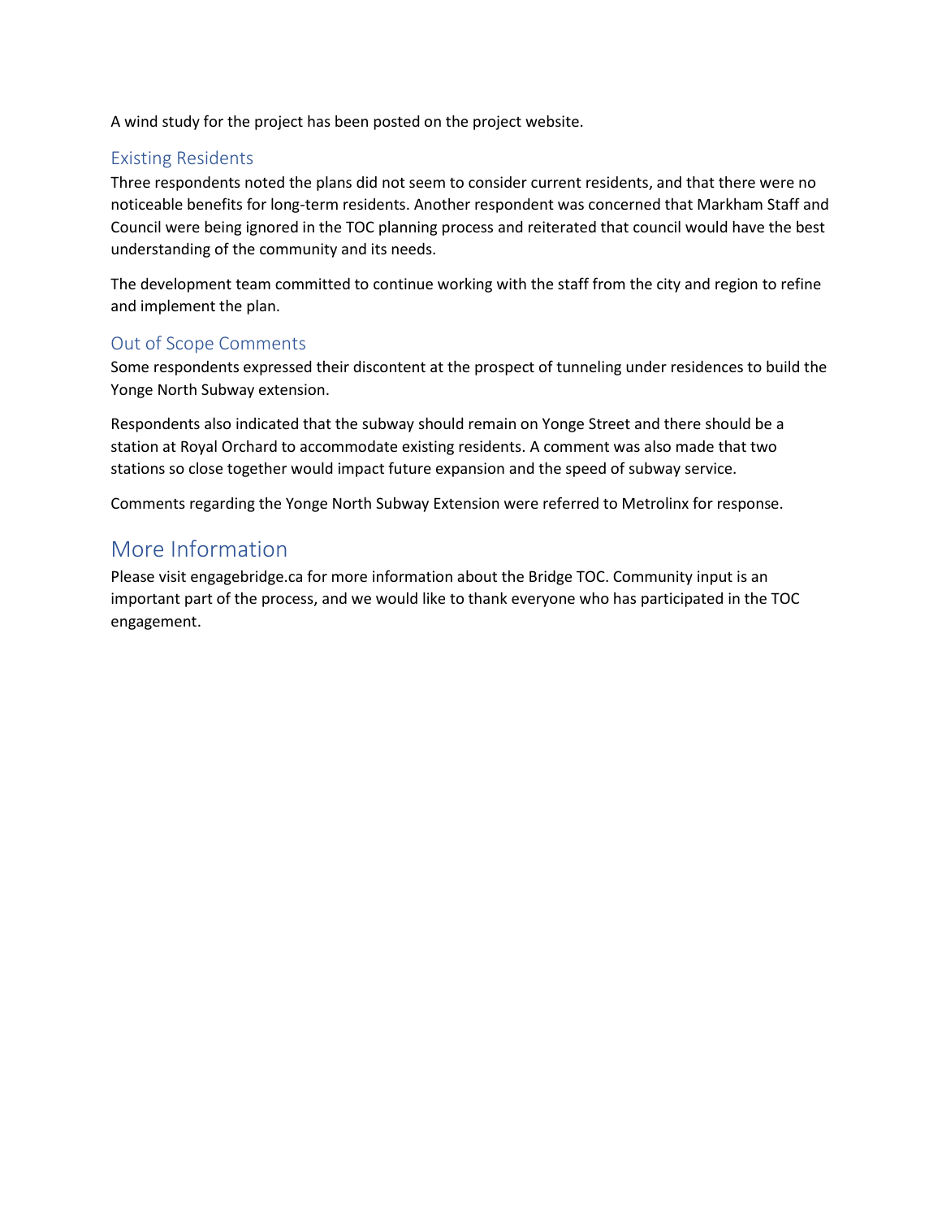A wind study for the project has been posted on the project website.

### Existing Residents

Three respondents noted the plans did not seem to consider current residents, and that there were no noticeable benefits for long-term residents. Another respondent was concerned that Markham Staff and Council were being ignored in the TOC planning process and reiterated that council would have the best understanding of the community and its needs.

The development team committed to continue working with the staff from the city and region to refine and implement the plan.

### Out of Scope Comments

Some respondents expressed their discontent at the prospect of tunneling under residences to build the Yonge North Subway extension.

Respondents also indicated that the subway should remain on Yonge Street and there should be a station at Royal Orchard to accommodate existing residents. A comment was also made that two stations so close together would impact future expansion and the speed of subway service.

Comments regarding the Yonge North Subway Extension were referred to Metrolinx for response.

## More Information

Please visit engagebridge.ca for more information about the Bridge TOC. Community input is an important part of the process, and we would like to thank everyone who has participated in the TOC engagement.